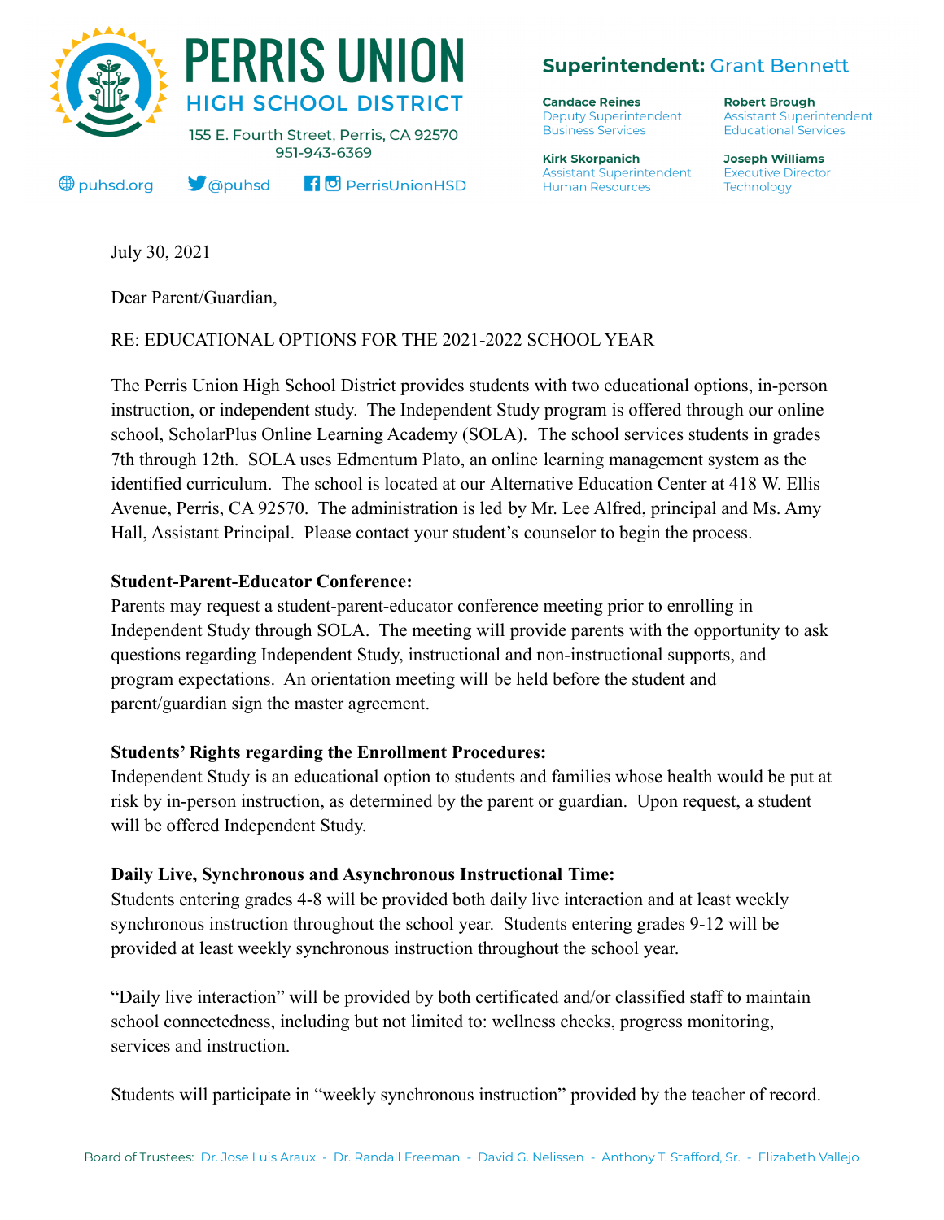# PERRIS UNION HIGH SCHOOL DISTRICT

155 E. Fourth Street, Perris, CA 92570
951-943-6369

puhsd.org @puhsd PerrisUnionHSD

**Superintendent:** Grant Bennett

**Candace Reines**
Deputy Superintendent
Business Services

**Robert Brough**
Assistant Superintendent
Educational Services

**Kirk Skorpanich**
Assistant Superintendent
Human Resources

**Joseph Williams**
Executive Director
Technology

July 30, 2021

Dear Parent/Guardian,

RE: EDUCATIONAL OPTIONS FOR THE 2021-2022 SCHOOL YEAR

The Perris Union High School District provides students with two educational options, in-person instruction, or independent study. The Independent Study program is offered through our online school, ScholarPlus Online Learning Academy (SOLA). The school services students in grades 7th through 12th. SOLA uses Edmentum Plato, an online learning management system as the identified curriculum. The school is located at our Alternative Education Center at 418 W. Ellis Avenue, Perris, CA 92570. The administration is led by Mr. Lee Alfred, principal and Ms. Amy Hall, Assistant Principal. Please contact your student's counselor to begin the process.

**Student-Parent-Educator Conference:**
Parents may request a student-parent-educator conference meeting prior to enrolling in Independent Study through SOLA. The meeting will provide parents with the opportunity to ask questions regarding Independent Study, instructional and non-instructional supports, and program expectations. An orientation meeting will be held before the student and parent/guardian sign the master agreement.

**Students' Rights regarding the Enrollment Procedures:**
Independent Study is an educational option to students and families whose health would be put at risk by in-person instruction, as determined by the parent or guardian. Upon request, a student will be offered Independent Study.

**Daily Live, Synchronous and Asynchronous Instructional Time:**
Students entering grades 4-8 will be provided both daily live interaction and at least weekly synchronous instruction throughout the school year. Students entering grades 9-12 will be provided at least weekly synchronous instruction throughout the school year.

"Daily live interaction" will be provided by both certificated and/or classified staff to maintain school connectedness, including but not limited to: wellness checks, progress monitoring, services and instruction.

Students will participate in "weekly synchronous instruction" provided by the teacher of record.

Board of Trustees: Dr. Jose Luis Araux - Dr. Randall Freeman - David G. Nelissen - Anthony T. Stafford, Sr. - Elizabeth Vallejo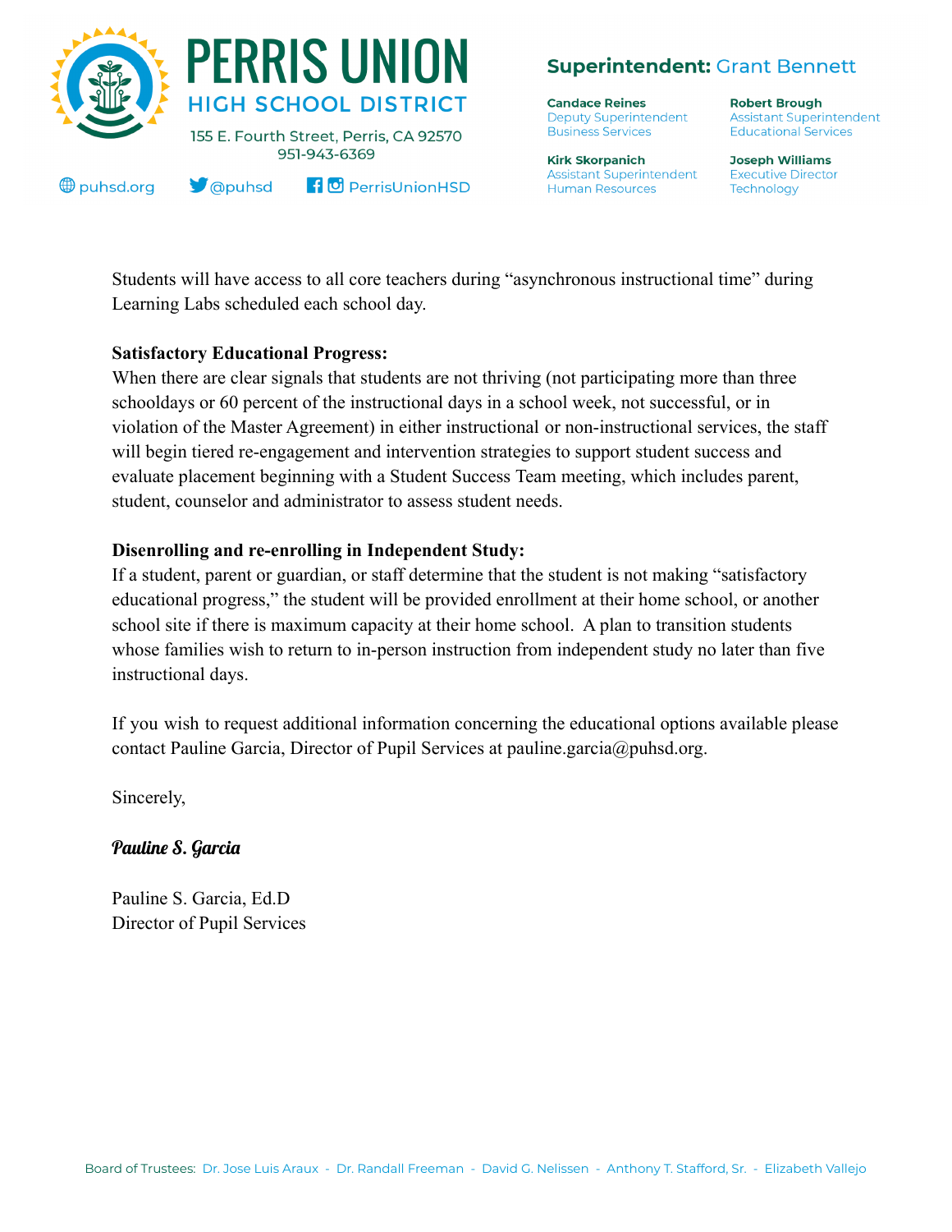Students will have access to all core teachers during "asynchronous instructional time" during Learning Labs scheduled each school day.

**Satisfactory Educational Progress:**
When there are clear signals that students are not thriving (not participating more than three schooldays or 60 percent of the instructional days in a school week, not successful, or in violation of the Master Agreement) in either instructional or non-instructional services, the staff will begin tiered re-engagement and intervention strategies to support student success and evaluate placement beginning with a Student Success Team meeting, which includes parent, student, counselor and administrator to assess student needs.

**Disenrolling and re-enrolling in Independent Study:**
If a student, parent or guardian, or staff determine that the student is not making "satisfactory educational progress," the student will be provided enrollment at their home school, or another school site if there is maximum capacity at their home school. A plan to transition students whose families wish to return to in-person instruction from independent study no later than five instructional days.

If you wish to request additional information concerning the educational options available please contact Pauline Garcia, Director of Pupil Services at pauline.garcia@puhsd.org.

Sincerely,

***Pauline S. Garcia***

Pauline S. Garcia, Ed.D
Director of Pupil Services